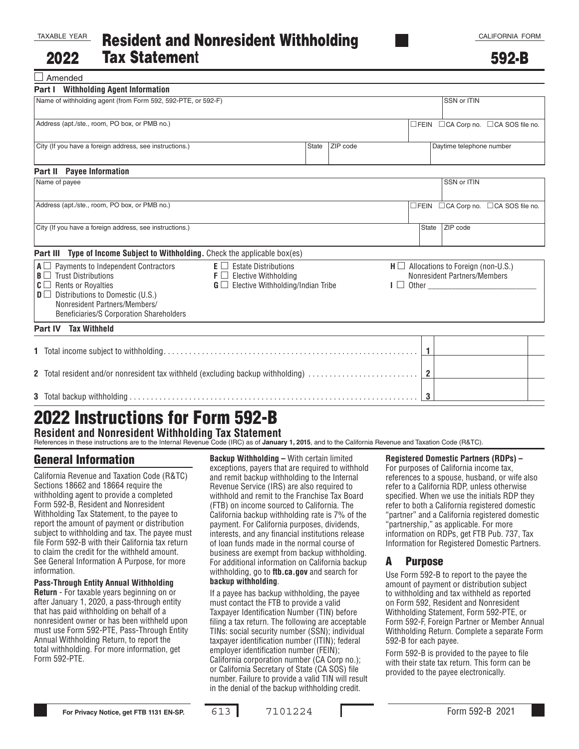TAXABLE YEAR

# 2022 Resident and Nonresident Withholding Tax Statement

CALIFORNIA FORM

**592-B**

☐ Amended

**Part I Withholding Agent Information**

| Name of withholding agent (from Form 592, 592-PTE, or 592-F) | | | SSN or ITIN |
|---|---|---|---|
| Address (apt./ste., room, PO box, or PMB no.) | | | ☐FEIN ☐CA Corp no. ☐CA SOS file no. |
| City (If you have a foreign address, see instructions.) | State | ZIP code | Daytime telephone number |

**Part II Payee Information**

| Name of payee | | | SSN or ITIN |
|---|---|---|---|
| Address (apt./ste., room, PO box, or PMB no.) | | | ☐FEIN ☐CA Corp no. ☐CA SOS file no. |
| City (If you have a foreign address, see instructions.) | | State | ZIP code |

**Part III Type of Income Subject to Withholding.** Check the applicable box(es)

- **A** ☐ Payments to Independent Contractors
- **B** ☐ Trust Distributions
- **C** ☐ Rents or Royalties
- **D** ☐ Distributions to Domestic (U.S.) Nonresident Partners/Members/ Beneficiaries/S Corporation Shareholders
- **E** ☐ Estate Distributions
- **F** ☐ Elective Withholding
- **G** ☐ Elective Withholding/Indian Tribe
- **H** ☐ Allocations to Foreign (non-U.S.) Nonresident Partners/Members
- **I** ☐ Other ___________________________

**Part IV Tax Withheld**

| | | |
|---|---|---|
| **1** Total income subject to withholding | 1 | |
| **2** Total resident and/or nonresident tax withheld (excluding backup withholding) | 2 | |
| **3** Total backup withholding | 3 | |

# 2022 Instructions for Form 592-B

**Resident and Nonresident Withholding Tax Statement**

References in these instructions are to the Internal Revenue Code (IRC) as of **January 1, 2015**, and to the California Revenue and Taxation Code (R&TC).

## General Information

California Revenue and Taxation Code (R&TC) Sections 18662 and 18664 require the withholding agent to provide a completed Form 592-B, Resident and Nonresident Withholding Tax Statement, to the payee to report the amount of payment or distribution subject to withholding and tax. The payee must file Form 592-B with their California tax return to claim the credit for the withheld amount. See General Information A Purpose, for more information.

**Pass-Through Entity Annual Withholding Return** - For taxable years beginning on or after January 1, 2020, a pass-through entity that has paid withholding on behalf of a nonresident owner or has been withheld upon must use Form 592-PTE, Pass-Through Entity Annual Withholding Return, to report the total withholding. For more information, get Form 592-PTE.

**Backup Withholding –** With certain limited exceptions, payers that are required to withhold and remit backup withholding to the Internal Revenue Service (IRS) are also required to withhold and remit to the Franchise Tax Board (FTB) on income sourced to California. The California backup withholding rate is 7% of the payment. For California purposes, dividends, interests, and any financial institutions release of loan funds made in the normal course of business are exempt from backup withholding. For additional information on California backup withholding, go to **ftb.ca.gov** and search for **backup withholding**.

If a payee has backup withholding, the payee must contact the FTB to provide a valid Taxpayer Identification Number (TIN) before filing a tax return. The following are acceptable TINs: social security number (SSN); individual taxpayer identification number (ITIN); federal employer identification number (FEIN); California corporation number (CA Corp no.); or California Secretary of State (CA SOS) file number. Failure to provide a valid TIN will result in the denial of the backup withholding credit.

**Registered Domestic Partners (RDPs) –** For purposes of California income tax, references to a spouse, husband, or wife also refer to a California RDP, unless otherwise specified. When we use the initials RDP they refer to both a California registered domestic "partner" and a California registered domestic "partnership," as applicable. For more information on RDPs, get FTB Pub. 737, Tax Information for Registered Domestic Partners.

## A Purpose

Use Form 592-B to report to the payee the amount of payment or distribution subject to withholding and tax withheld as reported on Form 592, Resident and Nonresident Withholding Statement, Form 592-PTE, or Form 592-F, Foreign Partner or Member Annual Withholding Return. Complete a separate Form 592-B for each payee.

Form 592-B is provided to the payee to file with their state tax return. This form can be provided to the payee electronically.

For Privacy Notice, get FTB 1131 EN-SP. 613 7101224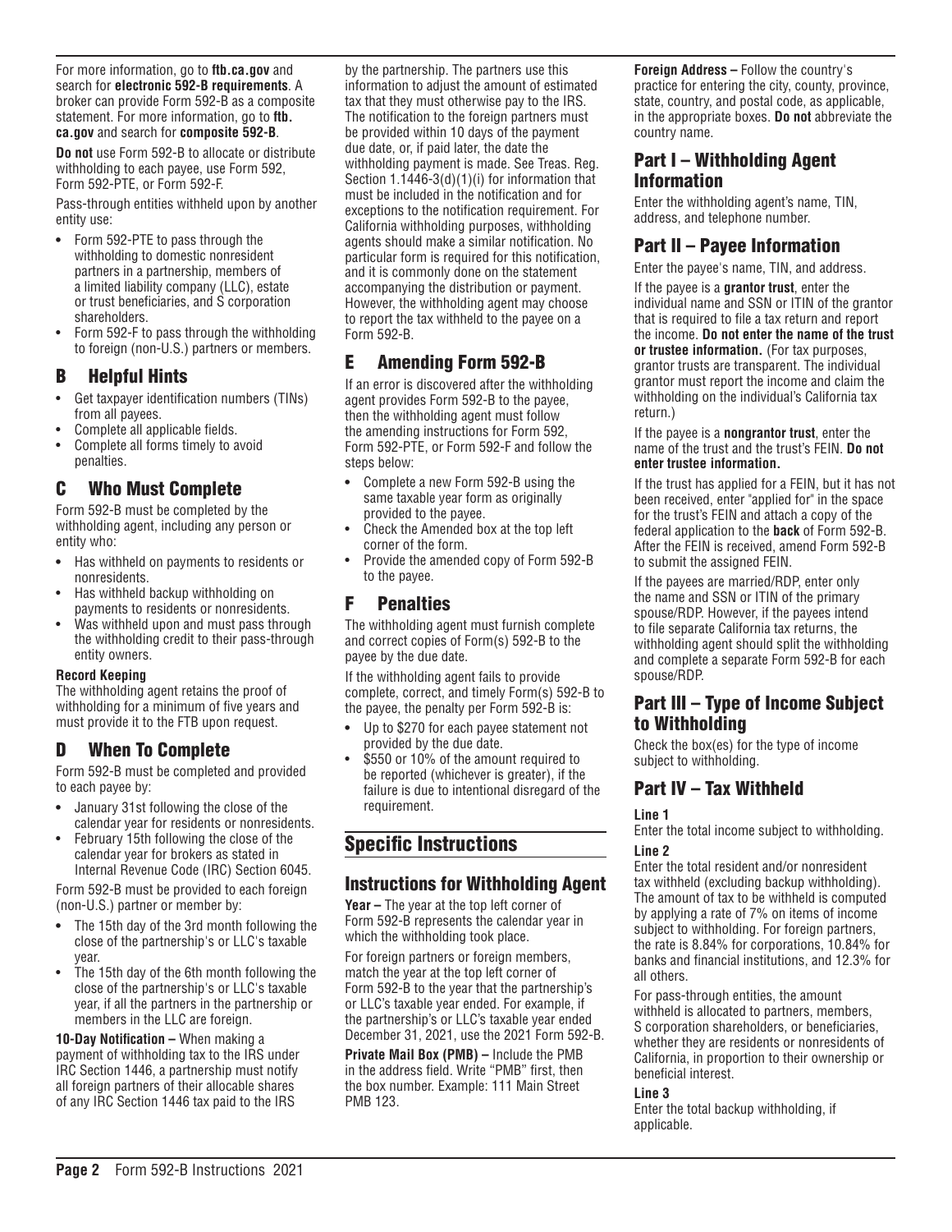For more information, go to **ftb.ca.gov** and search for **electronic 592-B requirements**. A broker can provide Form 592-B as a composite statement. For more information, go to **ftb.ca.gov** and search for **composite 592-B**.

**Do not** use Form 592-B to allocate or distribute withholding to each payee, use Form 592, Form 592-PTE, or Form 592-F.

Pass-through entities withheld upon by another entity use:

- Form 592-PTE to pass through the withholding to domestic nonresident partners in a partnership, members of a limited liability company (LLC), estate or trust beneficiaries, and S corporation shareholders.
- Form 592-F to pass through the withholding to foreign (non-U.S.) partners or members.

## B Helpful Hints

- Get taxpayer identification numbers (TINs) from all payees.
- Complete all applicable fields.
- Complete all forms timely to avoid penalties.

## C Who Must Complete

Form 592-B must be completed by the withholding agent, including any person or entity who:

- Has withheld on payments to residents or nonresidents.
- Has withheld backup withholding on payments to residents or nonresidents.
- Was withheld upon and must pass through the withholding credit to their pass-through entity owners.

**Record Keeping**

The withholding agent retains the proof of withholding for a minimum of five years and must provide it to the FTB upon request.

## D When To Complete

Form 592-B must be completed and provided to each payee by:

- January 31st following the close of the calendar year for residents or nonresidents.
- February 15th following the close of the calendar year for brokers as stated in Internal Revenue Code (IRC) Section 6045.

Form 592-B must be provided to each foreign (non-U.S.) partner or member by:

- The 15th day of the 3rd month following the close of the partnership's or LLC's taxable year.
- The 15th day of the 6th month following the close of the partnership's or LLC's taxable year, if all the partners in the partnership or members in the LLC are foreign.

**10-Day Notification –** When making a payment of withholding tax to the IRS under IRC Section 1446, a partnership must notify all foreign partners of their allocable shares of any IRC Section 1446 tax paid to the IRS by the partnership. The partners use this information to adjust the amount of estimated tax that they must otherwise pay to the IRS. The notification to the foreign partners must be provided within 10 days of the payment due date, or, if paid later, the date the withholding payment is made. See Treas. Reg. Section 1.1446-3(d)(1)(i) for information that must be included in the notification and for exceptions to the notification requirement. For California withholding purposes, withholding agents should make a similar notification. No particular form is required for this notification, and it is commonly done on the statement accompanying the distribution or payment. However, the withholding agent may choose to report the tax withheld to the payee on a Form 592-B.

## E Amending Form 592-B

If an error is discovered after the withholding agent provides Form 592-B to the payee, then the withholding agent must follow the amending instructions for Form 592, Form 592-PTE, or Form 592-F and follow the steps below:

- Complete a new Form 592-B using the same taxable year form as originally provided to the payee.
- Check the Amended box at the top left corner of the form.
- Provide the amended copy of Form 592-B to the payee.

## F Penalties

The withholding agent must furnish complete and correct copies of Form(s) 592-B to the payee by the due date.

If the withholding agent fails to provide complete, correct, and timely Form(s) 592-B to the payee, the penalty per Form 592-B is:

- Up to $270 for each payee statement not provided by the due date.
- $550 or 10% of the amount required to be reported (whichever is greater), if the failure is due to intentional disregard of the requirement.

# Specific Instructions

## Instructions for Withholding Agent

**Year –** The year at the top left corner of Form 592-B represents the calendar year in which the withholding took place.

For foreign partners or foreign members, match the year at the top left corner of Form 592-B to the year that the partnership's or LLC's taxable year ended. For example, if the partnership's or LLC's taxable year ended December 31, 2021, use the 2021 Form 592-B.

**Private Mail Box (PMB) –** Include the PMB in the address field. Write "PMB" first, then the box number. Example: 111 Main Street PMB 123.

**Foreign Address –** Follow the country's practice for entering the city, county, province, state, country, and postal code, as applicable, in the appropriate boxes. **Do not** abbreviate the country name.

## Part I – Withholding Agent Information

Enter the withholding agent's name, TIN, address, and telephone number.

## Part II – Payee Information

Enter the payee's name, TIN, and address.

If the payee is a **grantor trust**, enter the individual name and SSN or ITIN of the grantor that is required to file a tax return and report the income. **Do not enter the name of the trust or trustee information.** (For tax purposes, grantor trusts are transparent. The individual grantor must report the income and claim the withholding on the individual's California tax return.)

If the payee is a **nongrantor trust**, enter the name of the trust and the trust's FEIN. **Do not enter trustee information.**

If the trust has applied for a FEIN, but it has not been received, enter "applied for" in the space for the trust's FEIN and attach a copy of the federal application to the **back** of Form 592-B. After the FEIN is received, amend Form 592-B to submit the assigned FEIN.

If the payees are married/RDP, enter only the name and SSN or ITIN of the primary spouse/RDP. However, if the payees intend to file separate California tax returns, the withholding agent should split the withholding and complete a separate Form 592-B for each spouse/RDP.

## Part III – Type of Income Subject to Withholding

Check the box(es) for the type of income subject to withholding.

## Part IV – Tax Withheld

**Line 1**

Enter the total income subject to withholding.

**Line 2**

Enter the total resident and/or nonresident tax withheld (excluding backup withholding). The amount of tax to be withheld is computed by applying a rate of 7% on items of income subject to withholding. For foreign partners, the rate is 8.84% for corporations, 10.84% for banks and financial institutions, and 12.3% for all others.

For pass-through entities, the amount withheld is allocated to partners, members, S corporation shareholders, or beneficiaries, whether they are residents or nonresidents of California, in proportion to their ownership or beneficial interest.

**Line 3**

Enter the total backup withholding, if applicable.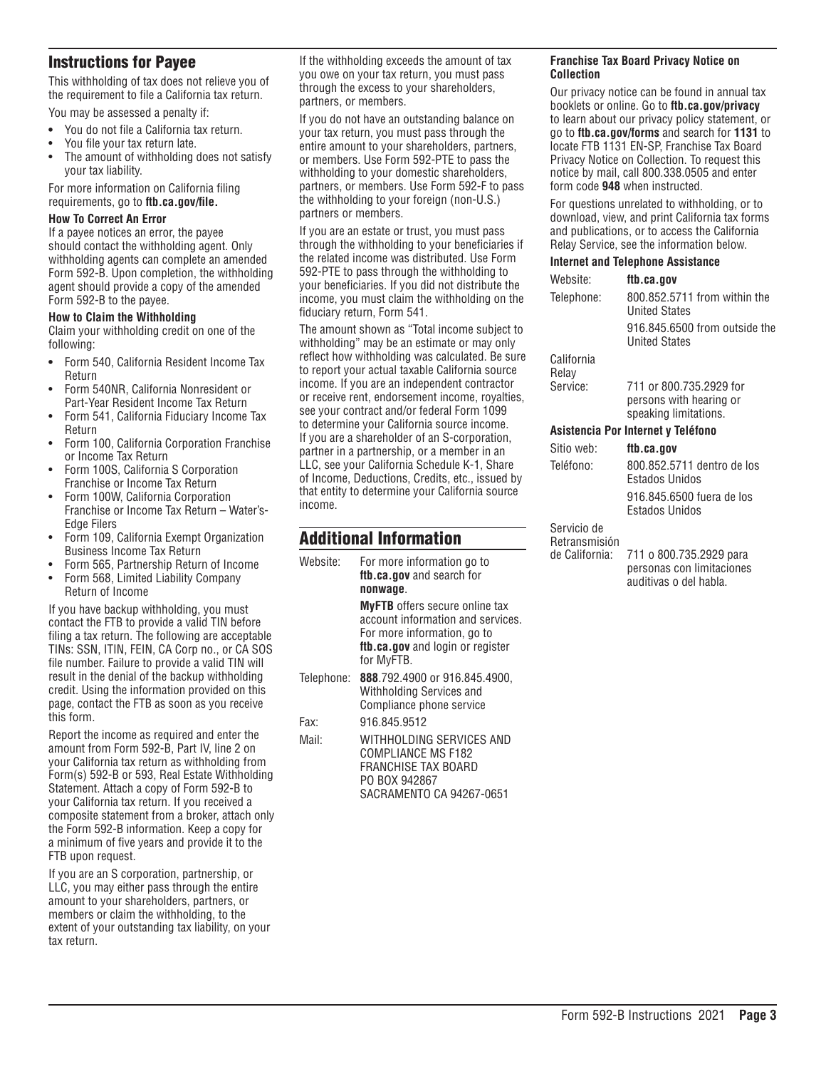## Instructions for Payee

This withholding of tax does not relieve you of the requirement to file a California tax return.

You may be assessed a penalty if:

- You do not file a California tax return.
- You file your tax return late.
- The amount of withholding does not satisfy your tax liability.

For more information on California filing requirements, go to **ftb.ca.gov/file.**

**How To Correct An Error**

If a payee notices an error, the payee should contact the withholding agent. Only withholding agents can complete an amended Form 592-B. Upon completion, the withholding agent should provide a copy of the amended Form 592-B to the payee.

**How to Claim the Withholding**

Claim your withholding credit on one of the following:

- Form 540, California Resident Income Tax Return
- Form 540NR, California Nonresident or Part-Year Resident Income Tax Return
- Form 541, California Fiduciary Income Tax Return
- Form 100, California Corporation Franchise or Income Tax Return
- Form 100S, California S Corporation Franchise or Income Tax Return
- Form 100W, California Corporation Franchise or Income Tax Return – Water's-Edge Filers
- Form 109, California Exempt Organization Business Income Tax Return
- Form 565, Partnership Return of Income
- Form 568, Limited Liability Company Return of Income

If you have backup withholding, you must contact the FTB to provide a valid TIN before filing a tax return. The following are acceptable TINs: SSN, ITIN, FEIN, CA Corp no., or CA SOS file number. Failure to provide a valid TIN will result in the denial of the backup withholding credit. Using the information provided on this page, contact the FTB as soon as you receive this form.

Report the income as required and enter the amount from Form 592-B, Part IV, line 2 on your California tax return as withholding from Form(s) 592-B or 593, Real Estate Withholding Statement. Attach a copy of Form 592-B to your California tax return. If you received a composite statement from a broker, attach only the Form 592-B information. Keep a copy for a minimum of five years and provide it to the FTB upon request.

If you are an S corporation, partnership, or LLC, you may either pass through the entire amount to your shareholders, partners, or members or claim the withholding, to the extent of your outstanding tax liability, on your tax return.

If the withholding exceeds the amount of tax you owe on your tax return, you must pass through the excess to your shareholders, partners, or members.

If you do not have an outstanding balance on your tax return, you must pass through the entire amount to your shareholders, partners, or members. Use Form 592-PTE to pass the withholding to your domestic shareholders, partners, or members. Use Form 592-F to pass the withholding to your foreign (non-U.S.) partners or members.

If you are an estate or trust, you must pass through the withholding to your beneficiaries if the related income was distributed. Use Form 592-PTE to pass through the withholding to your beneficiaries. If you did not distribute the income, you must claim the withholding on the fiduciary return, Form 541.

The amount shown as "Total income subject to withholding" may be an estimate or may only reflect how withholding was calculated. Be sure to report your actual taxable California source income. If you are an independent contractor or receive rent, endorsement income, royalties, see your contract and/or federal Form 1099 to determine your California source income. If you are a shareholder of an S-corporation, partner in a partnership, or a member in an LLC, see your California Schedule K-1, Share of Income, Deductions, Credits, etc., issued by that entity to determine your California source income.

## Additional Information

| | |
|---|---|
| Website: | For more information go to **ftb.ca.gov** and search for **nonwage**. |
| | **MyFTB** offers secure online tax account information and services. For more information, go to **ftb.ca.gov** and login or register for MyFTB. |
| Telephone: | **888**.792.4900 or 916.845.4900, Withholding Services and Compliance phone service |
| Fax: | 916.845.9512 |
| Mail: | WITHHOLDING SERVICES AND COMPLIANCE MS F182<br>FRANCHISE TAX BOARD<br>PO BOX 942867<br>SACRAMENTO CA 94267-0651 |

**Franchise Tax Board Privacy Notice on Collection**

Our privacy notice can be found in annual tax booklets or online. Go to **ftb.ca.gov/privacy** to learn about our privacy policy statement, or go to **ftb.ca.gov/forms** and search for **1131** to locate FTB 1131 EN-SP, Franchise Tax Board Privacy Notice on Collection. To request this notice by mail, call 800.338.0505 and enter form code **948** when instructed.

For questions unrelated to withholding, or to download, view, and print California tax forms and publications, or to access the California Relay Service, see the information below.

**Internet and Telephone Assistance**

| | |
|---|---|
| Website: | **ftb.ca.gov** |
| Telephone: | 800.852.5711 from within the United States |
| | 916.845.6500 from outside the United States |
| California Relay Service: | 711 or 800.735.2929 for persons with hearing or speaking limitations. |

**Asistencia Por Internet y Teléfono**

| | |
|---|---|
| Sitio web: | **ftb.ca.gov** |
| Teléfono: | 800.852.5711 dentro de los Estados Unidos |
| | 916.845.6500 fuera de los Estados Unidos |
| Servicio de Retransmisión de California: | 711 o 800.735.2929 para personas con limitaciones auditivas o del habla. |